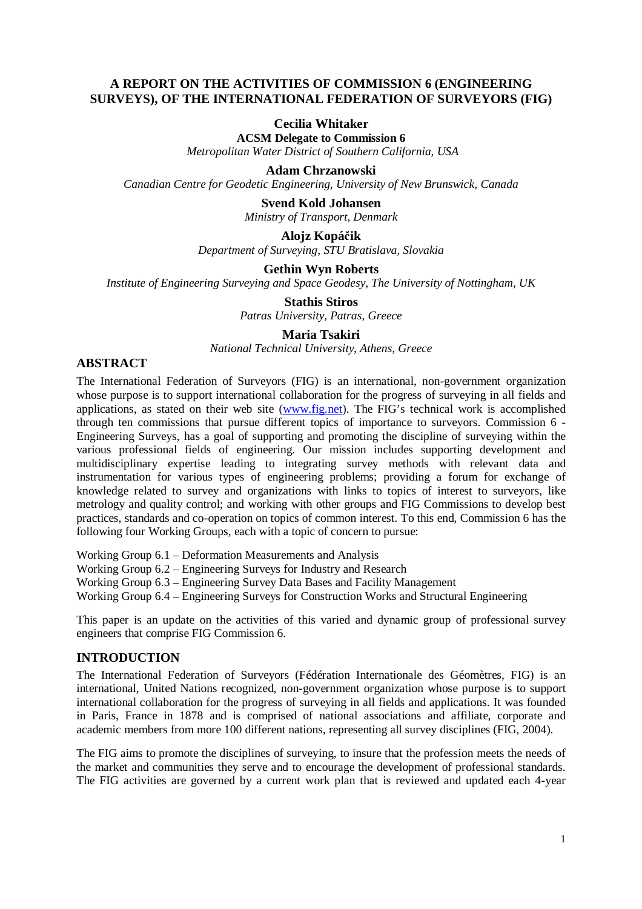# A REPORT ON THE ACTIVITIES OF COMMISSION 6 (ENGINEERING SURVEYS), OF THE INTERNATIONAL FEDERATION OF SURVEYORS (FIG)

**Cecilia Whitaker**
**ACSM Delegate to Commission 6**
*Metropolitan Water District of Southern California, USA*

**Adam Chrzanowski**
*Canadian Centre for Geodetic Engineering, University of New Brunswick, Canada*

**Svend Kold Johansen**
*Ministry of Transport, Denmark*

**Alojz Kopáčik**
*Department of Surveying, STU Bratislava, Slovakia*

**Gethin Wyn Roberts**
*Institute of Engineering Surveying and Space Geodesy, The University of Nottingham, UK*

**Stathis Stiros**
*Patras University, Patras, Greece*

**Maria Tsakiri**
*National Technical University, Athens, Greece*

## ABSTRACT

The International Federation of Surveyors (FIG) is an international, non-government organization whose purpose is to support international collaboration for the progress of surveying in all fields and applications, as stated on their web site (www.fig.net). The FIG's technical work is accomplished through ten commissions that pursue different topics of importance to surveyors. Commission 6 - Engineering Surveys, has a goal of supporting and promoting the discipline of surveying within the various professional fields of engineering. Our mission includes supporting development and multidisciplinary expertise leading to integrating survey methods with relevant data and instrumentation for various types of engineering problems; providing a forum for exchange of knowledge related to survey and organizations with links to topics of interest to surveyors, like metrology and quality control; and working with other groups and FIG Commissions to develop best practices, standards and co-operation on topics of common interest. To this end, Commission 6 has the following four Working Groups, each with a topic of concern to pursue:

Working Group 6.1 – Deformation Measurements and Analysis
Working Group 6.2 – Engineering Surveys for Industry and Research
Working Group 6.3 – Engineering Survey Data Bases and Facility Management
Working Group 6.4 – Engineering Surveys for Construction Works and Structural Engineering

This paper is an update on the activities of this varied and dynamic group of professional survey engineers that comprise FIG Commission 6.

## INTRODUCTION

The International Federation of Surveyors (Fédération Internationale des Géomètres, FIG) is an international, United Nations recognized, non-government organization whose purpose is to support international collaboration for the progress of surveying in all fields and applications. It was founded in Paris, France in 1878 and is comprised of national associations and affiliate, corporate and academic members from more 100 different nations, representing all survey disciplines (FIG, 2004).

The FIG aims to promote the disciplines of surveying, to insure that the profession meets the needs of the market and communities they serve and to encourage the development of professional standards. The FIG activities are governed by a current work plan that is reviewed and updated each 4-year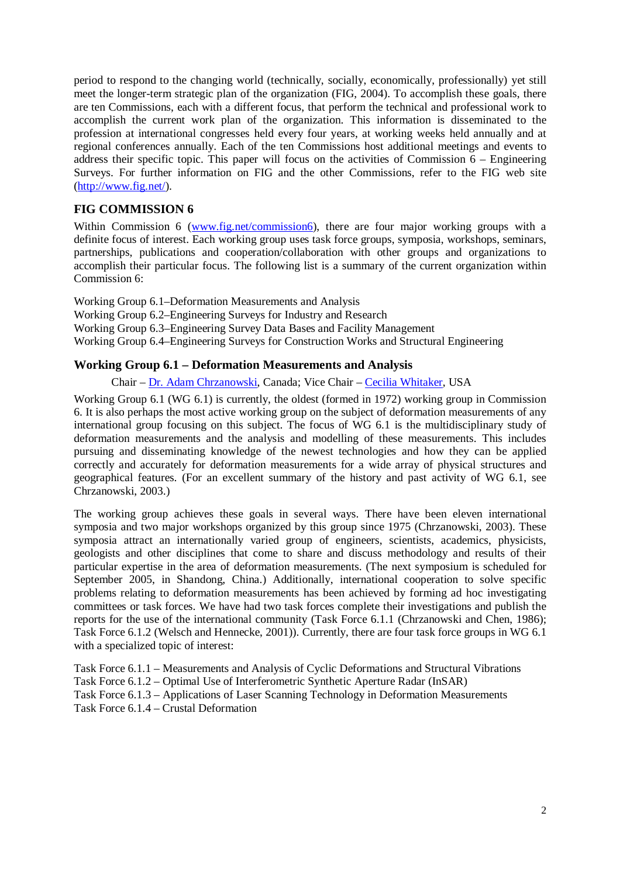period to respond to the changing world (technically, socially, economically, professionally) yet still meet the longer-term strategic plan of the organization (FIG, 2004). To accomplish these goals, there are ten Commissions, each with a different focus, that perform the technical and professional work to accomplish the current work plan of the organization. This information is disseminated to the profession at international congresses held every four years, at working weeks held annually and at regional conferences annually. Each of the ten Commissions host additional meetings and events to address their specific topic. This paper will focus on the activities of Commission 6 – Engineering Surveys. For further information on FIG and the other Commissions, refer to the FIG web site (http://www.fig.net/).

## FIG COMMISSION 6

Within Commission 6 (www.fig.net/commission6), there are four major working groups with a definite focus of interest. Each working group uses task force groups, symposia, workshops, seminars, partnerships, publications and cooperation/collaboration with other groups and organizations to accomplish their particular focus. The following list is a summary of the current organization within Commission 6:

Working Group 6.1–Deformation Measurements and Analysis
Working Group 6.2–Engineering Surveys for Industry and Research
Working Group 6.3–Engineering Survey Data Bases and Facility Management
Working Group 6.4–Engineering Surveys for Construction Works and Structural Engineering

### Working Group 6.1 – Deformation Measurements and Analysis

Chair – Dr. Adam Chrzanowski, Canada; Vice Chair – Cecilia Whitaker, USA

Working Group 6.1 (WG 6.1) is currently, the oldest (formed in 1972) working group in Commission 6. It is also perhaps the most active working group on the subject of deformation measurements of any international group focusing on this subject. The focus of WG 6.1 is the multidisciplinary study of deformation measurements and the analysis and modelling of these measurements. This includes pursuing and disseminating knowledge of the newest technologies and how they can be applied correctly and accurately for deformation measurements for a wide array of physical structures and geographical features. (For an excellent summary of the history and past activity of WG 6.1, see Chrzanowski, 2003.)

The working group achieves these goals in several ways. There have been eleven international symposia and two major workshops organized by this group since 1975 (Chrzanowski, 2003). These symposia attract an internationally varied group of engineers, scientists, academics, physicists, geologists and other disciplines that come to share and discuss methodology and results of their particular expertise in the area of deformation measurements. (The next symposium is scheduled for September 2005, in Shandong, China.) Additionally, international cooperation to solve specific problems relating to deformation measurements has been achieved by forming ad hoc investigating committees or task forces. We have had two task forces complete their investigations and publish the reports for the use of the international community (Task Force 6.1.1 (Chrzanowski and Chen, 1986); Task Force 6.1.2 (Welsch and Hennecke, 2001)). Currently, there are four task force groups in WG 6.1 with a specialized topic of interest:

Task Force 6.1.1 – Measurements and Analysis of Cyclic Deformations and Structural Vibrations
Task Force 6.1.2 – Optimal Use of Interferometric Synthetic Aperture Radar (InSAR)
Task Force 6.1.3 – Applications of Laser Scanning Technology in Deformation Measurements
Task Force 6.1.4 – Crustal Deformation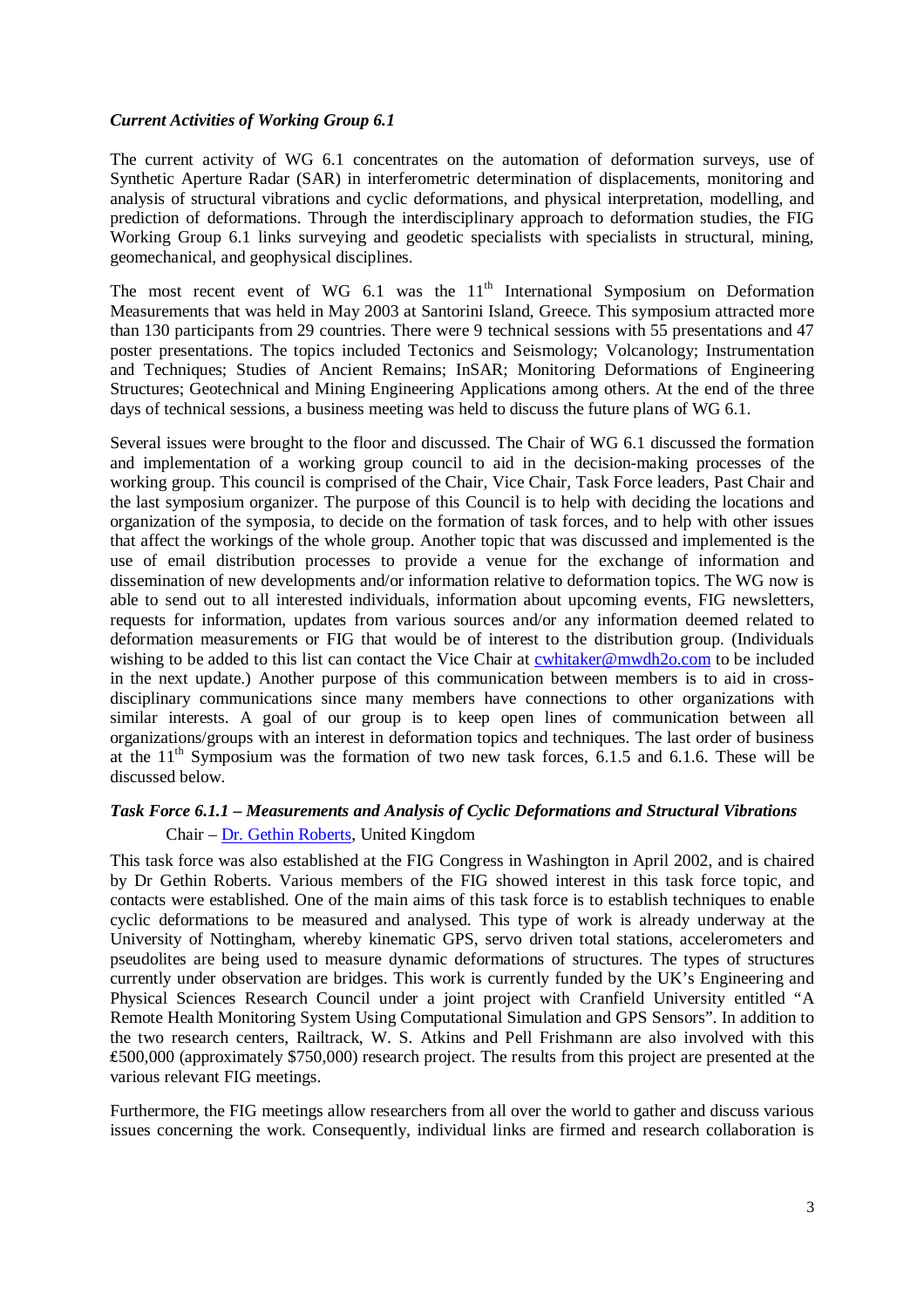### *Current Activities of Working Group 6.1*

The current activity of WG 6.1 concentrates on the automation of deformation surveys, use of Synthetic Aperture Radar (SAR) in interferometric determination of displacements, monitoring and analysis of structural vibrations and cyclic deformations, and physical interpretation, modelling, and prediction of deformations. Through the interdisciplinary approach to deformation studies, the FIG Working Group 6.1 links surveying and geodetic specialists with specialists in structural, mining, geomechanical, and geophysical disciplines.

The most recent event of WG 6.1 was the 11th International Symposium on Deformation Measurements that was held in May 2003 at Santorini Island, Greece. This symposium attracted more than 130 participants from 29 countries. There were 9 technical sessions with 55 presentations and 47 poster presentations. The topics included Tectonics and Seismology; Volcanology; Instrumentation and Techniques; Studies of Ancient Remains; InSAR; Monitoring Deformations of Engineering Structures; Geotechnical and Mining Engineering Applications among others. At the end of the three days of technical sessions, a business meeting was held to discuss the future plans of WG 6.1.

Several issues were brought to the floor and discussed. The Chair of WG 6.1 discussed the formation and implementation of a working group council to aid in the decision-making processes of the working group. This council is comprised of the Chair, Vice Chair, Task Force leaders, Past Chair and the last symposium organizer. The purpose of this Council is to help with deciding the locations and organization of the symposia, to decide on the formation of task forces, and to help with other issues that affect the workings of the whole group. Another topic that was discussed and implemented is the use of email distribution processes to provide a venue for the exchange of information and dissemination of new developments and/or information relative to deformation topics. The WG now is able to send out to all interested individuals, information about upcoming events, FIG newsletters, requests for information, updates from various sources and/or any information deemed related to deformation measurements or FIG that would be of interest to the distribution group. (Individuals wishing to be added to this list can contact the Vice Chair at cwhitaker@mwdh2o.com to be included in the next update.) Another purpose of this communication between members is to aid in cross-disciplinary communications since many members have connections to other organizations with similar interests. A goal of our group is to keep open lines of communication between all organizations/groups with an interest in deformation topics and techniques. The last order of business at the 11th Symposium was the formation of two new task forces, 6.1.5 and 6.1.6. These will be discussed below.

### *Task Force 6.1.1 – Measurements and Analysis of Cyclic Deformations and Structural Vibrations*

Chair – Dr. Gethin Roberts, United Kingdom

This task force was also established at the FIG Congress in Washington in April 2002, and is chaired by Dr Gethin Roberts. Various members of the FIG showed interest in this task force topic, and contacts were established. One of the main aims of this task force is to establish techniques to enable cyclic deformations to be measured and analysed. This type of work is already underway at the University of Nottingham, whereby kinematic GPS, servo driven total stations, accelerometers and pseudolites are being used to measure dynamic deformations of structures. The types of structures currently under observation are bridges. This work is currently funded by the UK's Engineering and Physical Sciences Research Council under a joint project with Cranfield University entitled "A Remote Health Monitoring System Using Computational Simulation and GPS Sensors". In addition to the two research centers, Railtrack, W. S. Atkins and Pell Frishmann are also involved with this £500,000 (approximately $750,000) research project. The results from this project are presented at the various relevant FIG meetings.

Furthermore, the FIG meetings allow researchers from all over the world to gather and discuss various issues concerning the work. Consequently, individual links are firmed and research collaboration is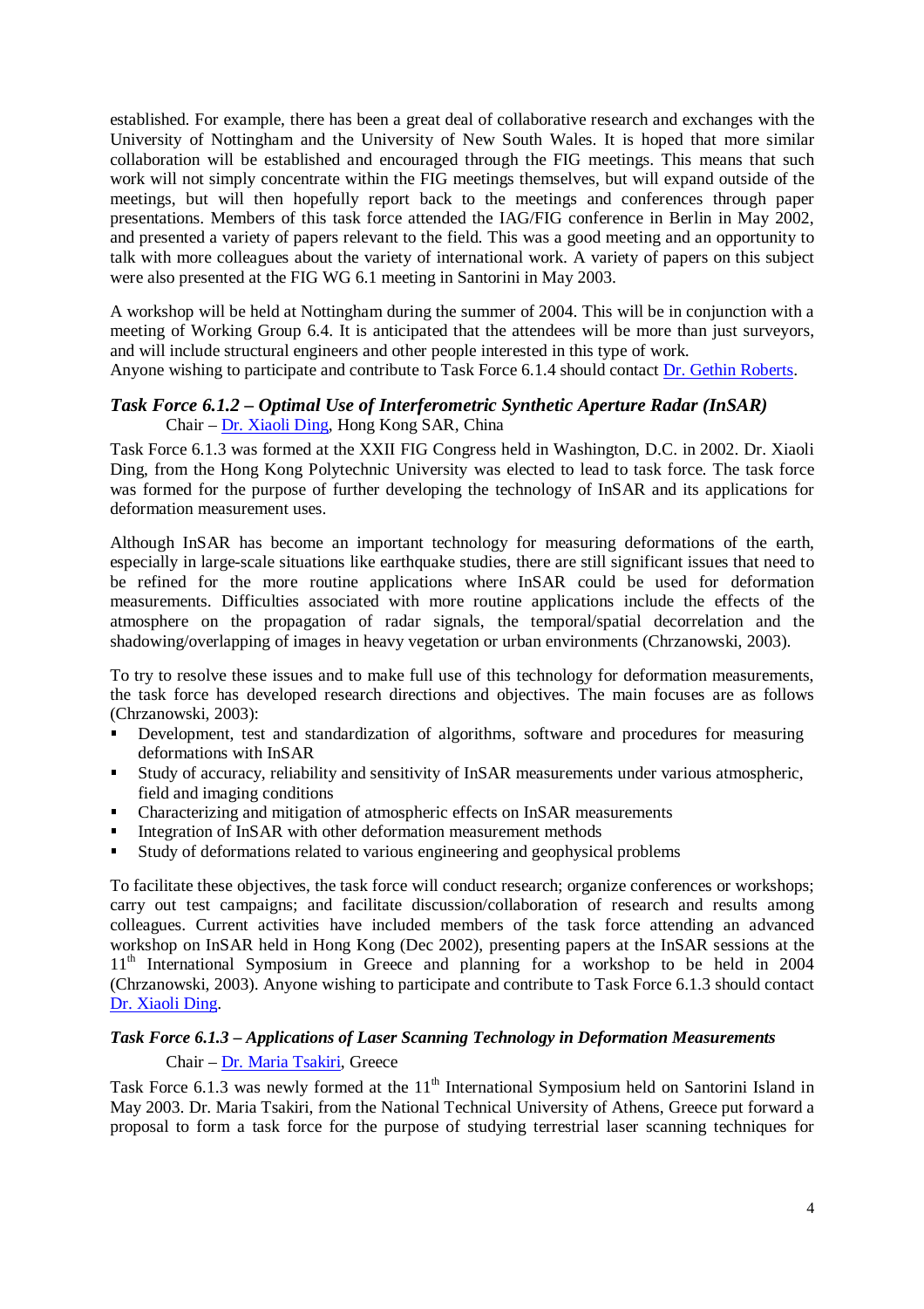established. For example, there has been a great deal of collaborative research and exchanges with the University of Nottingham and the University of New South Wales. It is hoped that more similar collaboration will be established and encouraged through the FIG meetings. This means that such work will not simply concentrate within the FIG meetings themselves, but will expand outside of the meetings, but will then hopefully report back to the meetings and conferences through paper presentations. Members of this task force attended the IAG/FIG conference in Berlin in May 2002, and presented a variety of papers relevant to the field. This was a good meeting and an opportunity to talk with more colleagues about the variety of international work. A variety of papers on this subject were also presented at the FIG WG 6.1 meeting in Santorini in May 2003.

A workshop will be held at Nottingham during the summer of 2004. This will be in conjunction with a meeting of Working Group 6.4. It is anticipated that the attendees will be more than just surveyors, and will include structural engineers and other people interested in this type of work.
Anyone wishing to participate and contribute to Task Force 6.1.4 should contact Dr. Gethin Roberts.

### *Task Force 6.1.2 – Optimal Use of Interferometric Synthetic Aperture Radar (InSAR)*

Chair – Dr. Xiaoli Ding, Hong Kong SAR, China

Task Force 6.1.3 was formed at the XXII FIG Congress held in Washington, D.C. in 2002. Dr. Xiaoli Ding, from the Hong Kong Polytechnic University was elected to lead to task force. The task force was formed for the purpose of further developing the technology of InSAR and its applications for deformation measurement uses.

Although InSAR has become an important technology for measuring deformations of the earth, especially in large-scale situations like earthquake studies, there are still significant issues that need to be refined for the more routine applications where InSAR could be used for deformation measurements. Difficulties associated with more routine applications include the effects of the atmosphere on the propagation of radar signals, the temporal/spatial decorrelation and the shadowing/overlapping of images in heavy vegetation or urban environments (Chrzanowski, 2003).

To try to resolve these issues and to make full use of this technology for deformation measurements, the task force has developed research directions and objectives. The main focuses are as follows (Chrzanowski, 2003):

- Development, test and standardization of algorithms, software and procedures for measuring deformations with InSAR
- Study of accuracy, reliability and sensitivity of InSAR measurements under various atmospheric, field and imaging conditions
- Characterizing and mitigation of atmospheric effects on InSAR measurements
- Integration of InSAR with other deformation measurement methods
- Study of deformations related to various engineering and geophysical problems

To facilitate these objectives, the task force will conduct research; organize conferences or workshops; carry out test campaigns; and facilitate discussion/collaboration of research and results among colleagues. Current activities have included members of the task force attending an advanced workshop on InSAR held in Hong Kong (Dec 2002), presenting papers at the InSAR sessions at the 11th International Symposium in Greece and planning for a workshop to be held in 2004 (Chrzanowski, 2003). Anyone wishing to participate and contribute to Task Force 6.1.3 should contact Dr. Xiaoli Ding.

### *Task Force 6.1.3 – Applications of Laser Scanning Technology in Deformation Measurements*

Chair – Dr. Maria Tsakiri, Greece

Task Force 6.1.3 was newly formed at the 11th International Symposium held on Santorini Island in May 2003. Dr. Maria Tsakiri, from the National Technical University of Athens, Greece put forward a proposal to form a task force for the purpose of studying terrestrial laser scanning techniques for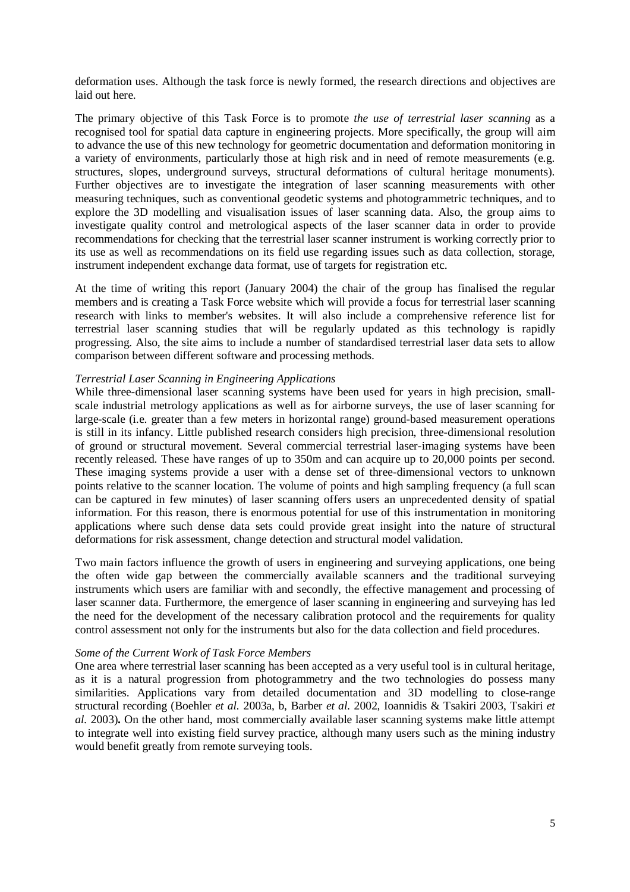deformation uses. Although the task force is newly formed, the research directions and objectives are laid out here.

The primary objective of this Task Force is to promote *the use of terrestrial laser scanning* as a recognised tool for spatial data capture in engineering projects. More specifically, the group will aim to advance the use of this new technology for geometric documentation and deformation monitoring in a variety of environments, particularly those at high risk and in need of remote measurements (e.g. structures, slopes, underground surveys, structural deformations of cultural heritage monuments). Further objectives are to investigate the integration of laser scanning measurements with other measuring techniques, such as conventional geodetic systems and photogrammetric techniques, and to explore the 3D modelling and visualisation issues of laser scanning data. Also, the group aims to investigate quality control and metrological aspects of the laser scanner data in order to provide recommendations for checking that the terrestrial laser scanner instrument is working correctly prior to its use as well as recommendations on its field use regarding issues such as data collection, storage, instrument independent exchange data format, use of targets for registration etc.

At the time of writing this report (January 2004) the chair of the group has finalised the regular members and is creating a Task Force website which will provide a focus for terrestrial laser scanning research with links to member's websites. It will also include a comprehensive reference list for terrestrial laser scanning studies that will be regularly updated as this technology is rapidly progressing. Also, the site aims to include a number of standardised terrestrial laser data sets to allow comparison between different software and processing methods.

*Terrestrial Laser Scanning in Engineering Applications*

While three-dimensional laser scanning systems have been used for years in high precision, small-scale industrial metrology applications as well as for airborne surveys, the use of laser scanning for large-scale (i.e. greater than a few meters in horizontal range) ground-based measurement operations is still in its infancy. Little published research considers high precision, three-dimensional resolution of ground or structural movement. Several commercial terrestrial laser-imaging systems have been recently released. These have ranges of up to 350m and can acquire up to 20,000 points per second. These imaging systems provide a user with a dense set of three-dimensional vectors to unknown points relative to the scanner location. The volume of points and high sampling frequency (a full scan can be captured in few minutes) of laser scanning offers users an unprecedented density of spatial information. For this reason, there is enormous potential for use of this instrumentation in monitoring applications where such dense data sets could provide great insight into the nature of structural deformations for risk assessment, change detection and structural model validation.

Two main factors influence the growth of users in engineering and surveying applications, one being the often wide gap between the commercially available scanners and the traditional surveying instruments which users are familiar with and secondly, the effective management and processing of laser scanner data. Furthermore, the emergence of laser scanning in engineering and surveying has led the need for the development of the necessary calibration protocol and the requirements for quality control assessment not only for the instruments but also for the data collection and field procedures.

*Some of the Current Work of Task Force Members*

One area where terrestrial laser scanning has been accepted as a very useful tool is in cultural heritage, as it is a natural progression from photogrammetry and the two technologies do possess many similarities. Applications vary from detailed documentation and 3D modelling to close-range structural recording (Boehler *et al.* 2003a, b, Barber *et al.* 2002, Ioannidis & Tsakiri 2003, Tsakiri *et al.* 2003)**.** On the other hand, most commercially available laser scanning systems make little attempt to integrate well into existing field survey practice, although many users such as the mining industry would benefit greatly from remote surveying tools.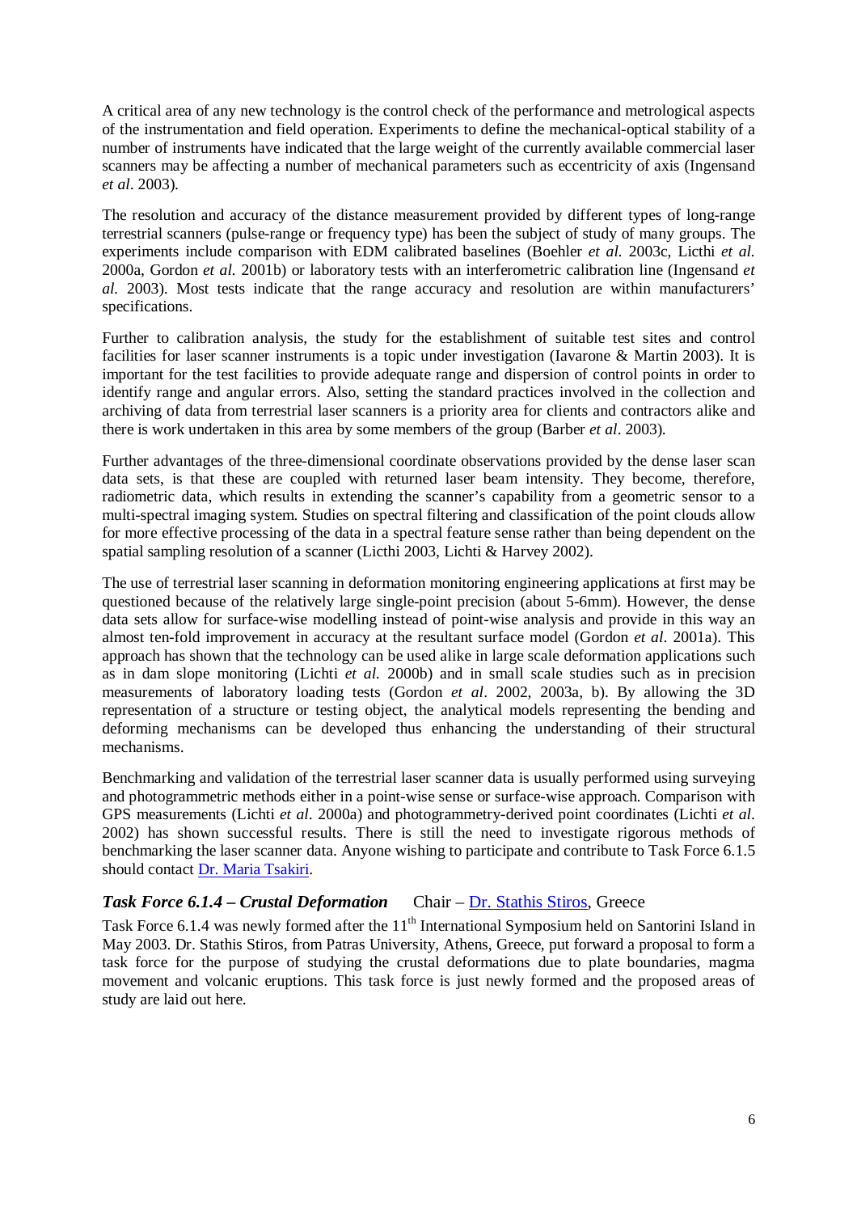A critical area of any new technology is the control check of the performance and metrological aspects of the instrumentation and field operation. Experiments to define the mechanical-optical stability of a number of instruments have indicated that the large weight of the currently available commercial laser scanners may be affecting a number of mechanical parameters such as eccentricity of axis (Ingensand *et al*. 2003).

The resolution and accuracy of the distance measurement provided by different types of long-range terrestrial scanners (pulse-range or frequency type) has been the subject of study of many groups. The experiments include comparison with EDM calibrated baselines (Boehler *et al.* 2003c, Licthi *et al.* 2000a, Gordon *et al.* 2001b) or laboratory tests with an interferometric calibration line (Ingensand *et al.* 2003). Most tests indicate that the range accuracy and resolution are within manufacturers' specifications.

Further to calibration analysis, the study for the establishment of suitable test sites and control facilities for laser scanner instruments is a topic under investigation (Iavarone & Martin 2003). It is important for the test facilities to provide adequate range and dispersion of control points in order to identify range and angular errors. Also, setting the standard practices involved in the collection and archiving of data from terrestrial laser scanners is a priority area for clients and contractors alike and there is work undertaken in this area by some members of the group (Barber *et al*. 2003).

Further advantages of the three-dimensional coordinate observations provided by the dense laser scan data sets, is that these are coupled with returned laser beam intensity. They become, therefore, radiometric data, which results in extending the scanner's capability from a geometric sensor to a multi-spectral imaging system. Studies on spectral filtering and classification of the point clouds allow for more effective processing of the data in a spectral feature sense rather than being dependent on the spatial sampling resolution of a scanner (Licthi 2003, Lichti & Harvey 2002).

The use of terrestrial laser scanning in deformation monitoring engineering applications at first may be questioned because of the relatively large single-point precision (about 5-6mm). However, the dense data sets allow for surface-wise modelling instead of point-wise analysis and provide in this way an almost ten-fold improvement in accuracy at the resultant surface model (Gordon *et al*. 2001a). This approach has shown that the technology can be used alike in large scale deformation applications such as in dam slope monitoring (Lichti *et al.* 2000b) and in small scale studies such as in precision measurements of laboratory loading tests (Gordon *et al*. 2002, 2003a, b). By allowing the 3D representation of a structure or testing object, the analytical models representing the bending and deforming mechanisms can be developed thus enhancing the understanding of their structural mechanisms.

Benchmarking and validation of the terrestrial laser scanner data is usually performed using surveying and photogrammetric methods either in a point-wise sense or surface-wise approach. Comparison with GPS measurements (Lichti *et al*. 2000a) and photogrammetry-derived point coordinates (Lichti *et al*. 2002) has shown successful results. There is still the need to investigate rigorous methods of benchmarking the laser scanner data. Anyone wishing to participate and contribute to Task Force 6.1.5 should contact Dr. Maria Tsakiri.

### ***Task Force 6.1.4 – Crustal Deformation*** Chair – Dr. Stathis Stiros, Greece

Task Force 6.1.4 was newly formed after the 11th International Symposium held on Santorini Island in May 2003. Dr. Stathis Stiros, from Patras University, Athens, Greece, put forward a proposal to form a task force for the purpose of studying the crustal deformations due to plate boundaries, magma movement and volcanic eruptions. This task force is just newly formed and the proposed areas of study are laid out here.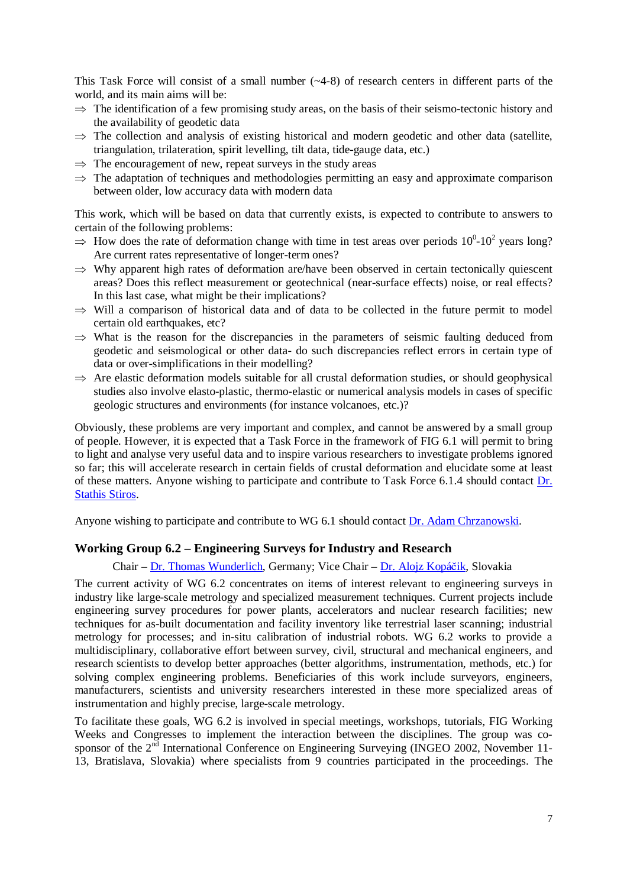This Task Force will consist of a small number (~4-8) of research centers in different parts of the world, and its main aims will be:

- ⇒ The identification of a few promising study areas, on the basis of their seismo-tectonic history and the availability of geodetic data
- ⇒ The collection and analysis of existing historical and modern geodetic and other data (satellite, triangulation, trilateration, spirit levelling, tilt data, tide-gauge data, etc.)
- ⇒ The encouragement of new, repeat surveys in the study areas
- ⇒ The adaptation of techniques and methodologies permitting an easy and approximate comparison between older, low accuracy data with modern data

This work, which will be based on data that currently exists, is expected to contribute to answers to certain of the following problems:

- ⇒ How does the rate of deformation change with time in test areas over periods $10^0$-$10^2$ years long? Are current rates representative of longer-term ones?
- ⇒ Why apparent high rates of deformation are/have been observed in certain tectonically quiescent areas? Does this reflect measurement or geotechnical (near-surface effects) noise, or real effects? In this last case, what might be their implications?
- ⇒ Will a comparison of historical data and of data to be collected in the future permit to model certain old earthquakes, etc?
- ⇒ What is the reason for the discrepancies in the parameters of seismic faulting deduced from geodetic and seismological or other data- do such discrepancies reflect errors in certain type of data or over-simplifications in their modelling?
- ⇒ Are elastic deformation models suitable for all crustal deformation studies, or should geophysical studies also involve elasto-plastic, thermo-elastic or numerical analysis models in cases of specific geologic structures and environments (for instance volcanoes, etc.)?

Obviously, these problems are very important and complex, and cannot be answered by a small group of people. However, it is expected that a Task Force in the framework of FIG 6.1 will permit to bring to light and analyse very useful data and to inspire various researchers to investigate problems ignored so far; this will accelerate research in certain fields of crustal deformation and elucidate some at least of these matters. Anyone wishing to participate and contribute to Task Force 6.1.4 should contact Dr. Stathis Stiros.

Anyone wishing to participate and contribute to WG 6.1 should contact Dr. Adam Chrzanowski.

## Working Group 6.2 – Engineering Surveys for Industry and Research

Chair – Dr. Thomas Wunderlich, Germany; Vice Chair – Dr. Alojz Kopáčik, Slovakia

The current activity of WG 6.2 concentrates on items of interest relevant to engineering surveys in industry like large-scale metrology and specialized measurement techniques. Current projects include engineering survey procedures for power plants, accelerators and nuclear research facilities; new techniques for as-built documentation and facility inventory like terrestrial laser scanning; industrial metrology for processes; and in-situ calibration of industrial robots. WG 6.2 works to provide a multidisciplinary, collaborative effort between survey, civil, structural and mechanical engineers, and research scientists to develop better approaches (better algorithms, instrumentation, methods, etc.) for solving complex engineering problems. Beneficiaries of this work include surveyors, engineers, manufacturers, scientists and university researchers interested in these more specialized areas of instrumentation and highly precise, large-scale metrology.

To facilitate these goals, WG 6.2 is involved in special meetings, workshops, tutorials, FIG Working Weeks and Congresses to implement the interaction between the disciplines. The group was co-sponsor of the 2nd International Conference on Engineering Surveying (INGEO 2002, November 11-13, Bratislava, Slovakia) where specialists from 9 countries participated in the proceedings. The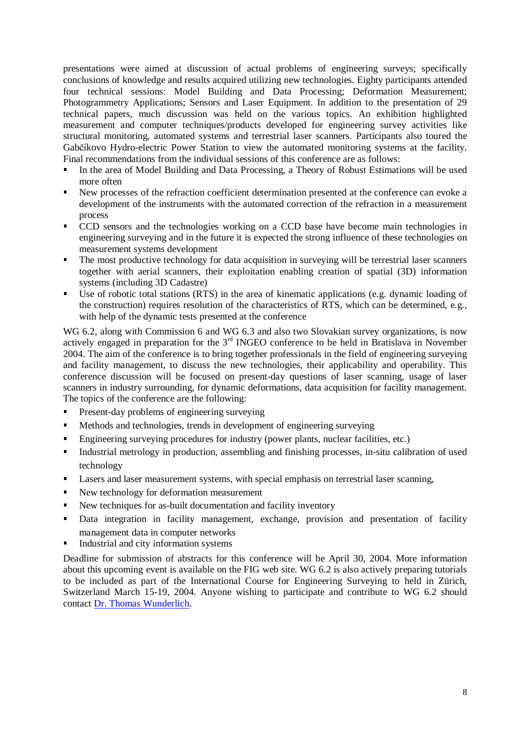presentations were aimed at discussion of actual problems of engineering surveys; specifically conclusions of knowledge and results acquired utilizing new technologies. Eighty participants attended four technical sessions: Model Building and Data Processing; Deformation Measurement; Photogrammetry Applications; Sensors and Laser Equipment. In addition to the presentation of 29 technical papers, much discussion was held on the various topics. An exhibition highlighted measurement and computer techniques/products developed for engineering survey activities like structural monitoring, automated systems and terrestrial laser scanners. Participants also toured the Gabčíkovo Hydro-electric Power Station to view the automated monitoring systems at the facility. Final recommendations from the individual sessions of this conference are as follows:

- In the area of Model Building and Data Processing, a Theory of Robust Estimations will be used more often
- New processes of the refraction coefficient determination presented at the conference can evoke a development of the instruments with the automated correction of the refraction in a measurement process
- CCD sensors and the technologies working on a CCD base have become main technologies in engineering surveying and in the future it is expected the strong influence of these technologies on measurement systems development
- The most productive technology for data acquisition in surveying will be terrestrial laser scanners together with aerial scanners, their exploitation enabling creation of spatial (3D) information systems (including 3D Cadastre)
- Use of robotic total stations (RTS) in the area of kinematic applications (e.g. dynamic loading of the construction) requires resolution of the characteristics of RTS, which can be determined, e.g., with help of the dynamic tests presented at the conference

WG 6.2, along with Commission 6 and WG 6.3 and also two Slovakian survey organizations, is now actively engaged in preparation for the 3rd INGEO conference to be held in Bratislava in November 2004. The aim of the conference is to bring together professionals in the field of engineering surveying and facility management, to discuss the new technologies, their applicability and operability. This conference discussion will be focused on present-day questions of laser scanning, usage of laser scanners in industry surrounding, for dynamic deformations, data acquisition for facility management. The topics of the conference are the following:

- Present-day problems of engineering surveying
- Methods and technologies, trends in development of engineering surveying
- Engineering surveying procedures for industry (power plants, nuclear facilities, etc.)
- Industrial metrology in production, assembling and finishing processes, in-situ calibration of used technology
- Lasers and laser measurement systems, with special emphasis on terrestrial laser scanning,
- New technology for deformation measurement
- New techniques for as-built documentation and facility inventory
- Data integration in facility management, exchange, provision and presentation of facility management data in computer networks
- Industrial and city information systems

Deadline for submission of abstracts for this conference will be April 30, 2004. More information about this upcoming event is available on the FIG web site. WG 6.2 is also actively preparing tutorials to be included as part of the International Course for Engineering Surveying to held in Zürich, Switzerland March 15-19, 2004. Anyone wishing to participate and contribute to WG 6.2 should contact Dr. Thomas Wunderlich.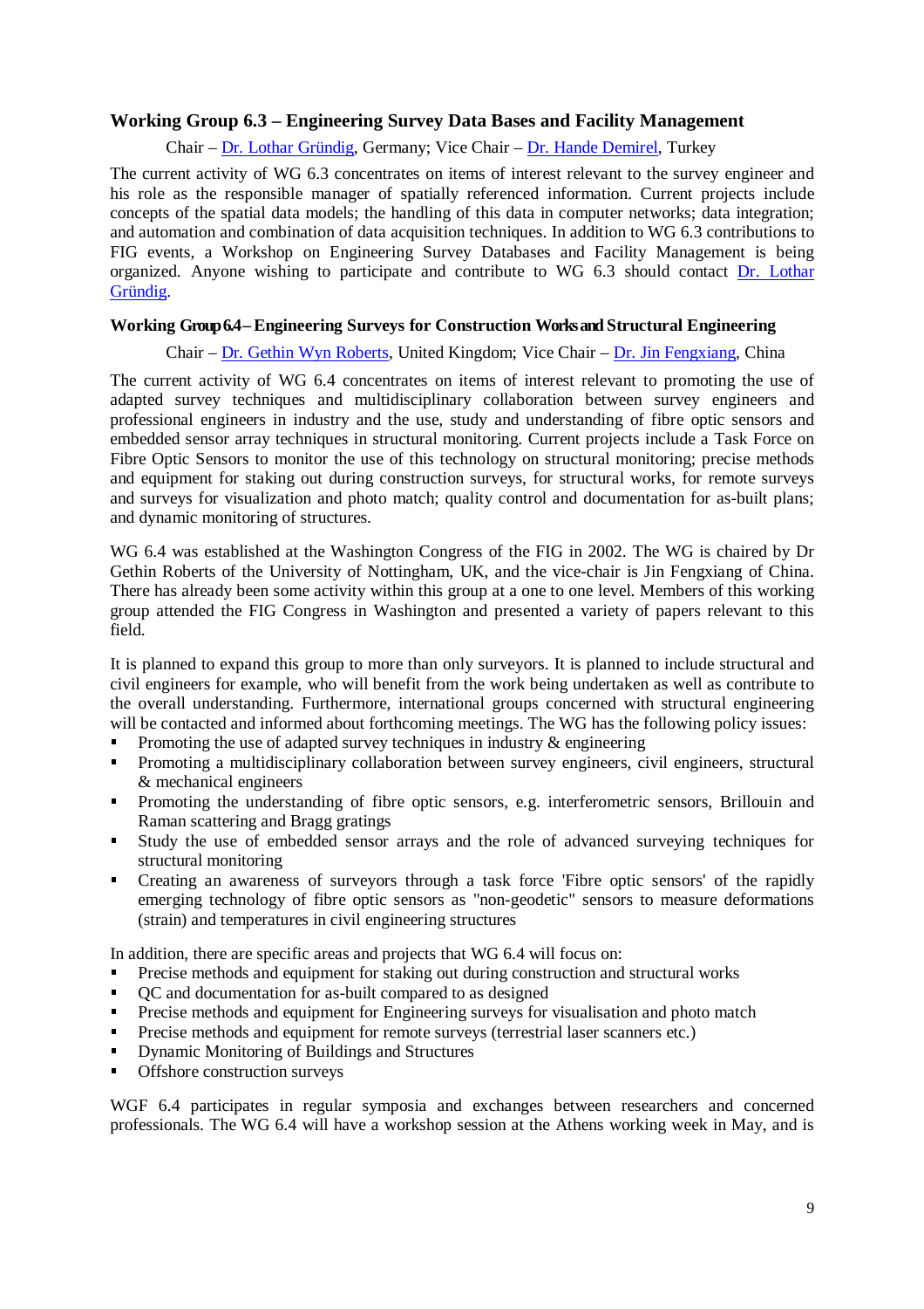### Working Group 6.3 – Engineering Survey Data Bases and Facility Management

Chair – Dr. Lothar Gründig, Germany; Vice Chair – Dr. Hande Demirel, Turkey

The current activity of WG 6.3 concentrates on items of interest relevant to the survey engineer and his role as the responsible manager of spatially referenced information. Current projects include concepts of the spatial data models; the handling of this data in computer networks; data integration; and automation and combination of data acquisition techniques. In addition to WG 6.3 contributions to FIG events, a Workshop on Engineering Survey Databases and Facility Management is being organized. Anyone wishing to participate and contribute to WG 6.3 should contact Dr. Lothar Gründig.

### Working Group 6.4 – Engineering Surveys for Construction Works and Structural Engineering

Chair – Dr. Gethin Wyn Roberts, United Kingdom; Vice Chair – Dr. Jin Fengxiang, China

The current activity of WG 6.4 concentrates on items of interest relevant to promoting the use of adapted survey techniques and multidisciplinary collaboration between survey engineers and professional engineers in industry and the use, study and understanding of fibre optic sensors and embedded sensor array techniques in structural monitoring. Current projects include a Task Force on Fibre Optic Sensors to monitor the use of this technology on structural monitoring; precise methods and equipment for staking out during construction surveys, for structural works, for remote surveys and surveys for visualization and photo match; quality control and documentation for as-built plans; and dynamic monitoring of structures.

WG 6.4 was established at the Washington Congress of the FIG in 2002. The WG is chaired by Dr Gethin Roberts of the University of Nottingham, UK, and the vice-chair is Jin Fengxiang of China. There has already been some activity within this group at a one to one level. Members of this working group attended the FIG Congress in Washington and presented a variety of papers relevant to this field.

It is planned to expand this group to more than only surveyors. It is planned to include structural and civil engineers for example, who will benefit from the work being undertaken as well as contribute to the overall understanding. Furthermore, international groups concerned with structural engineering will be contacted and informed about forthcoming meetings. The WG has the following policy issues:

- Promoting the use of adapted survey techniques in industry & engineering
- Promoting a multidisciplinary collaboration between survey engineers, civil engineers, structural & mechanical engineers
- Promoting the understanding of fibre optic sensors, e.g. interferometric sensors, Brillouin and Raman scattering and Bragg gratings
- Study the use of embedded sensor arrays and the role of advanced surveying techniques for structural monitoring
- Creating an awareness of surveyors through a task force 'Fibre optic sensors' of the rapidly emerging technology of fibre optic sensors as "non-geodetic" sensors to measure deformations (strain) and temperatures in civil engineering structures

In addition, there are specific areas and projects that WG 6.4 will focus on:

- Precise methods and equipment for staking out during construction and structural works
- QC and documentation for as-built compared to as designed
- Precise methods and equipment for Engineering surveys for visualisation and photo match
- Precise methods and equipment for remote surveys (terrestrial laser scanners etc.)
- Dynamic Monitoring of Buildings and Structures
- Offshore construction surveys

WGF 6.4 participates in regular symposia and exchanges between researchers and concerned professionals. The WG 6.4 will have a workshop session at the Athens working week in May, and is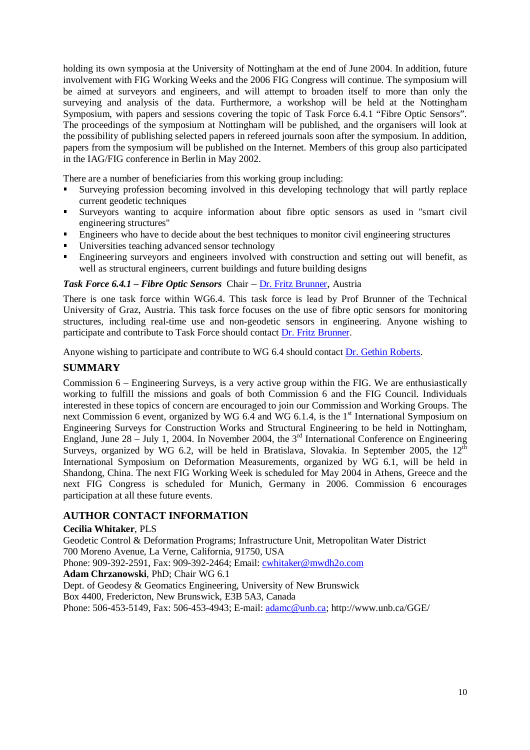holding its own symposia at the University of Nottingham at the end of June 2004. In addition, future involvement with FIG Working Weeks and the 2006 FIG Congress will continue. The symposium will be aimed at surveyors and engineers, and will attempt to broaden itself to more than only the surveying and analysis of the data. Furthermore, a workshop will be held at the Nottingham Symposium, with papers and sessions covering the topic of Task Force 6.4.1 "Fibre Optic Sensors". The proceedings of the symposium at Nottingham will be published, and the organisers will look at the possibility of publishing selected papers in refereed journals soon after the symposium. In addition, papers from the symposium will be published on the Internet. Members of this group also participated in the IAG/FIG conference in Berlin in May 2002.

There are a number of beneficiaries from this working group including:

- Surveying profession becoming involved in this developing technology that will partly replace current geodetic techniques
- Surveyors wanting to acquire information about fibre optic sensors as used in "smart civil engineering structures"
- Engineers who have to decide about the best techniques to monitor civil engineering structures
- Universities teaching advanced sensor technology
- Engineering surveyors and engineers involved with construction and setting out will benefit, as well as structural engineers, current buildings and future building designs

***Task Force 6.4.1 – Fibre Optic Sensors*** Chair – Dr. Fritz Brunner, Austria

There is one task force within WG6.4. This task force is lead by Prof Brunner of the Technical University of Graz, Austria. This task force focuses on the use of fibre optic sensors for monitoring structures, including real-time use and non-geodetic sensors in engineering. Anyone wishing to participate and contribute to Task Force should contact Dr. Fritz Brunner.

Anyone wishing to participate and contribute to WG 6.4 should contact Dr. Gethin Roberts.

## SUMMARY

Commission 6 – Engineering Surveys, is a very active group within the FIG. We are enthusiastically working to fulfill the missions and goals of both Commission 6 and the FIG Council. Individuals interested in these topics of concern are encouraged to join our Commission and Working Groups. The next Commission 6 event, organized by WG 6.4 and WG 6.1.4, is the 1st International Symposium on Engineering Surveys for Construction Works and Structural Engineering to be held in Nottingham, England, June 28 – July 1, 2004. In November 2004, the 3rd International Conference on Engineering Surveys, organized by WG 6.2, will be held in Bratislava, Slovakia. In September 2005, the 12th International Symposium on Deformation Measurements, organized by WG 6.1, will be held in Shandong, China. The next FIG Working Week is scheduled for May 2004 in Athens, Greece and the next FIG Congress is scheduled for Munich, Germany in 2006. Commission 6 encourages participation at all these future events.

## AUTHOR CONTACT INFORMATION

**Cecilia Whitaker**, PLS
Geodetic Control & Deformation Programs; Infrastructure Unit, Metropolitan Water District
700 Moreno Avenue, La Verne, California, 91750, USA
Phone: 909-392-2591, Fax: 909-392-2464; Email: cwhitaker@mwdh2o.com

**Adam Chrzanowski**, PhD; Chair WG 6.1
Dept. of Geodesy & Geomatics Engineering, University of New Brunswick
Box 4400, Fredericton, New Brunswick, E3B 5A3, Canada
Phone: 506-453-5149, Fax: 506-453-4943; E-mail: adamc@unb.ca; http://www.unb.ca/GGE/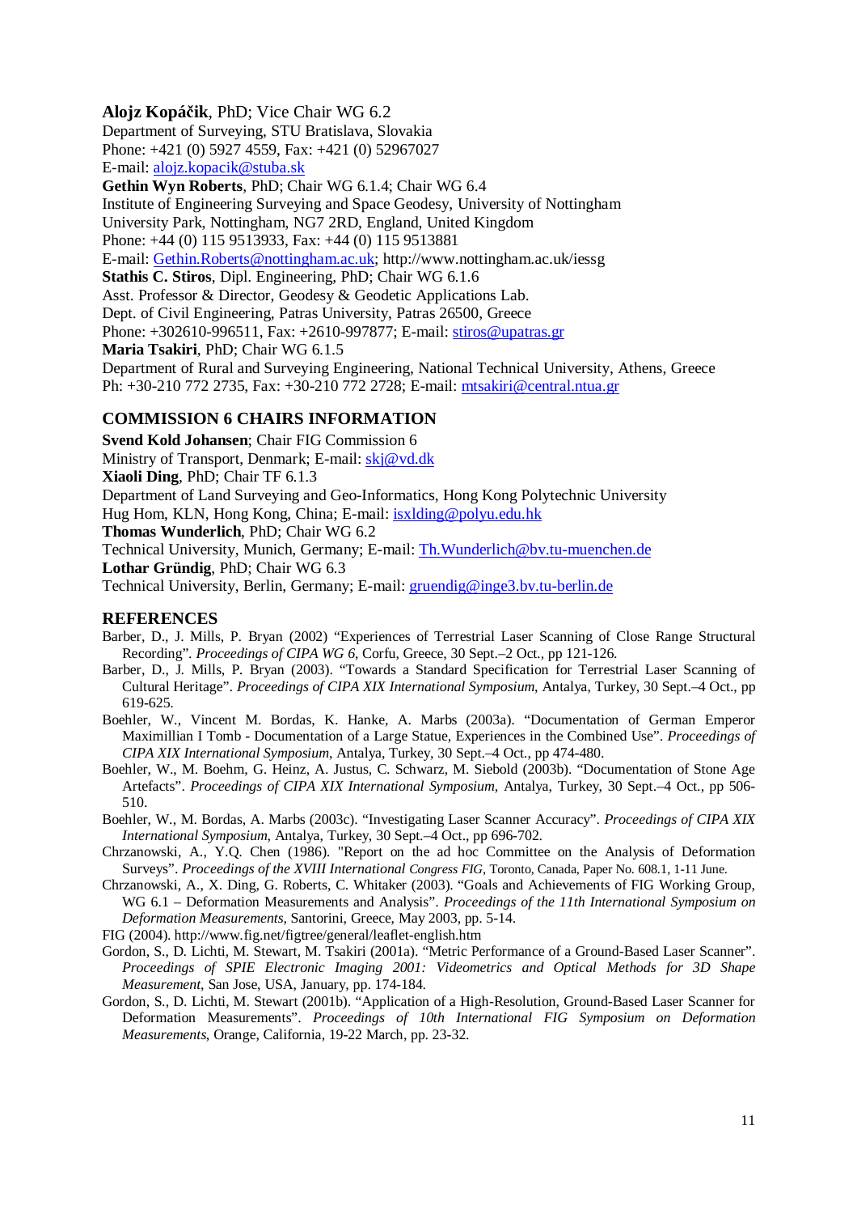**Alojz Kopáčik**, PhD; Vice Chair WG 6.2
Department of Surveying, STU Bratislava, Slovakia
Phone: +421 (0) 5927 4559, Fax: +421 (0) 52967027
E-mail: alojz.kopacik@stuba.sk

**Gethin Wyn Roberts**, PhD; Chair WG 6.1.4; Chair WG 6.4
Institute of Engineering Surveying and Space Geodesy, University of Nottingham
University Park, Nottingham, NG7 2RD, England, United Kingdom
Phone: +44 (0) 115 9513933, Fax: +44 (0) 115 9513881
E-mail: Gethin.Roberts@nottingham.ac.uk; http://www.nottingham.ac.uk/iessg

**Stathis C. Stiros**, Dipl. Engineering, PhD; Chair WG 6.1.6
Asst. Professor & Director, Geodesy & Geodetic Applications Lab.
Dept. of Civil Engineering, Patras University, Patras 26500, Greece
Phone: +302610-996511, Fax: +2610-997877; E-mail: stiros@upatras.gr

**Maria Tsakiri**, PhD; Chair WG 6.1.5
Department of Rural and Surveying Engineering, National Technical University, Athens, Greece
Ph: +30-210 772 2735, Fax: +30-210 772 2728; E-mail: mtsakiri@central.ntua.gr

## COMMISSION 6 CHAIRS INFORMATION

**Svend Kold Johansen**; Chair FIG Commission 6
Ministry of Transport, Denmark; E-mail: skj@vd.dk

**Xiaoli Ding**, PhD; Chair TF 6.1.3
Department of Land Surveying and Geo-Informatics, Hong Kong Polytechnic University
Hug Hom, KLN, Hong Kong, China; E-mail: isxlding@polyu.edu.hk

**Thomas Wunderlich**, PhD; Chair WG 6.2
Technical University, Munich, Germany; E-mail: Th.Wunderlich@bv.tu-muenchen.de

**Lothar Gründig**, PhD; Chair WG 6.3
Technical University, Berlin, Germany; E-mail: gruendig@inge3.bv.tu-berlin.de

## REFERENCES

Barber, D., J. Mills, P. Bryan (2002) "Experiences of Terrestrial Laser Scanning of Close Range Structural Recording". *Proceedings of CIPA WG 6*, Corfu, Greece, 30 Sept.–2 Oct., pp 121-126.

Barber, D., J. Mills, P. Bryan (2003). "Towards a Standard Specification for Terrestrial Laser Scanning of Cultural Heritage". *Proceedings of CIPA XIX International Symposium*, Antalya, Turkey, 30 Sept.–4 Oct., pp 619-625.

Boehler, W., Vincent M. Bordas, K. Hanke, A. Marbs (2003a). "Documentation of German Emperor Maximillian I Tomb - Documentation of a Large Statue, Experiences in the Combined Use". *Proceedings of CIPA XIX International Symposium*, Antalya, Turkey, 30 Sept.–4 Oct., pp 474-480.

Boehler, W., M. Boehm, G. Heinz, A. Justus, C. Schwarz, M. Siebold (2003b). "Documentation of Stone Age Artefacts". *Proceedings of CIPA XIX International Symposium*, Antalya, Turkey, 30 Sept.–4 Oct., pp 506-510.

Boehler, W., M. Bordas, A. Marbs (2003c). "Investigating Laser Scanner Accuracy". *Proceedings of CIPA XIX International Symposium*, Antalya, Turkey, 30 Sept.–4 Oct., pp 696-702.

Chrzanowski, A., Y.Q. Chen (1986). "Report on the ad hoc Committee on the Analysis of Deformation Surveys". *Proceedings of the XVIII International Congress FIG*, Toronto, Canada, Paper No. 608.1, 1-11 June.

Chrzanowski, A., X. Ding, G. Roberts, C. Whitaker (2003). "Goals and Achievements of FIG Working Group, WG 6.1 – Deformation Measurements and Analysis". *Proceedings of the 11th International Symposium on Deformation Measurements*, Santorini, Greece, May 2003, pp. 5-14.

FIG (2004). http://www.fig.net/figtree/general/leaflet-english.htm

Gordon, S., D. Lichti, M. Stewart, M. Tsakiri (2001a). "Metric Performance of a Ground-Based Laser Scanner". *Proceedings of SPIE Electronic Imaging 2001: Videometrics and Optical Methods for 3D Shape Measurement*, San Jose, USA, January, pp. 174-184.

Gordon, S., D. Lichti, M. Stewart (2001b). "Application of a High-Resolution, Ground-Based Laser Scanner for Deformation Measurements". *Proceedings of 10th International FIG Symposium on Deformation Measurements*, Orange, California, 19-22 March, pp. 23-32.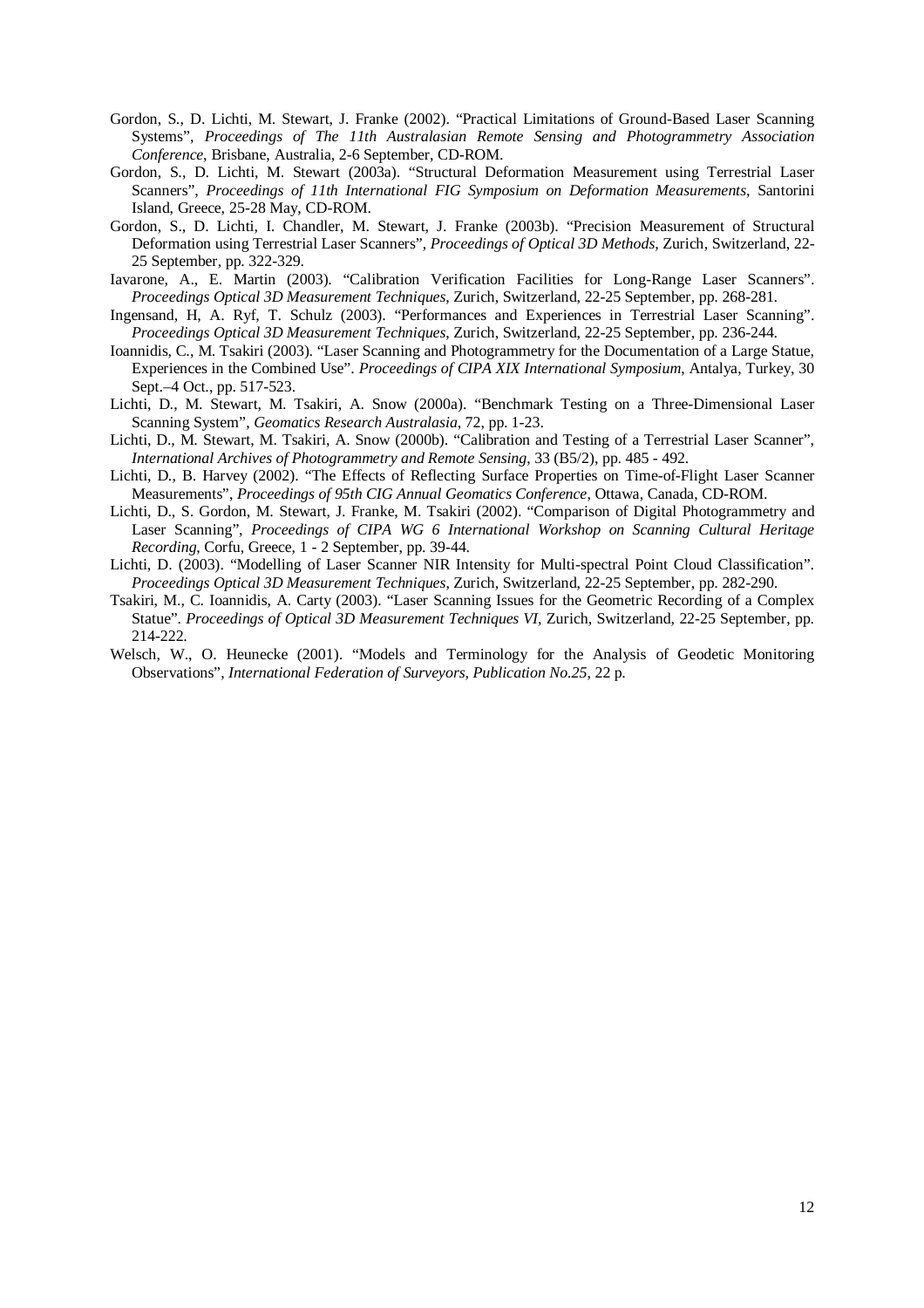Gordon, S., D. Lichti, M. Stewart, J. Franke (2002). "Practical Limitations of Ground-Based Laser Scanning Systems", *Proceedings of The 11th Australasian Remote Sensing and Photogrammetry Association Conference*, Brisbane, Australia, 2-6 September, CD-ROM.

Gordon, S., D. Lichti, M. Stewart (2003a). "Structural Deformation Measurement using Terrestrial Laser Scanners", *Proceedings of 11th International FIG Symposium on Deformation Measurements*, Santorini Island, Greece, 25-28 May, CD-ROM.

Gordon, S., D. Lichti, I. Chandler, M. Stewart, J. Franke (2003b). "Precision Measurement of Structural Deformation using Terrestrial Laser Scanners", *Proceedings of Optical 3D Methods*, Zurich, Switzerland, 22-25 September, pp. 322-329.

Iavarone, A., E. Martin (2003). "Calibration Verification Facilities for Long-Range Laser Scanners". *Proceedings Optical 3D Measurement Techniques*, Zurich, Switzerland, 22-25 September, pp. 268-281.

Ingensand, H, A. Ryf, T. Schulz (2003). "Performances and Experiences in Terrestrial Laser Scanning". *Proceedings Optical 3D Measurement Techniques*, Zurich, Switzerland, 22-25 September, pp. 236-244.

Ioannidis, C., M. Tsakiri (2003). "Laser Scanning and Photogrammetry for the Documentation of a Large Statue, Experiences in the Combined Use". *Proceedings of CIPA XIX International Symposium*, Antalya, Turkey, 30 Sept.–4 Oct., pp. 517-523.

Lichti, D., M. Stewart, M. Tsakiri, A. Snow (2000a). "Benchmark Testing on a Three-Dimensional Laser Scanning System", *Geomatics Research Australasia*, 72, pp. 1-23.

Lichti, D., M. Stewart, M. Tsakiri, A. Snow (2000b). "Calibration and Testing of a Terrestrial Laser Scanner", *International Archives of Photogrammetry and Remote Sensing*, 33 (B5/2), pp. 485 - 492.

Lichti, D., B. Harvey (2002). "The Effects of Reflecting Surface Properties on Time-of-Flight Laser Scanner Measurements", *Proceedings of 95th CIG Annual Geomatics Conference*, Ottawa, Canada, CD-ROM.

Lichti, D., S. Gordon, M. Stewart, J. Franke, M. Tsakiri (2002). "Comparison of Digital Photogrammetry and Laser Scanning", *Proceedings of CIPA WG 6 International Workshop on Scanning Cultural Heritage Recording*, Corfu, Greece, 1 - 2 September, pp. 39-44.

Lichti, D. (2003). "Modelling of Laser Scanner NIR Intensity for Multi-spectral Point Cloud Classification". *Proceedings Optical 3D Measurement Techniques*, Zurich, Switzerland, 22-25 September, pp. 282-290.

Tsakiri, M., C. Ioannidis, A. Carty (2003). "Laser Scanning Issues for the Geometric Recording of a Complex Statue". *Proceedings of Optical 3D Measurement Techniques VI*, Zurich, Switzerland, 22-25 September, pp. 214-222.

Welsch, W., O. Heunecke (2001). "Models and Terminology for the Analysis of Geodetic Monitoring Observations", *International Federation of Surveyors, Publication No.25*, 22 p.